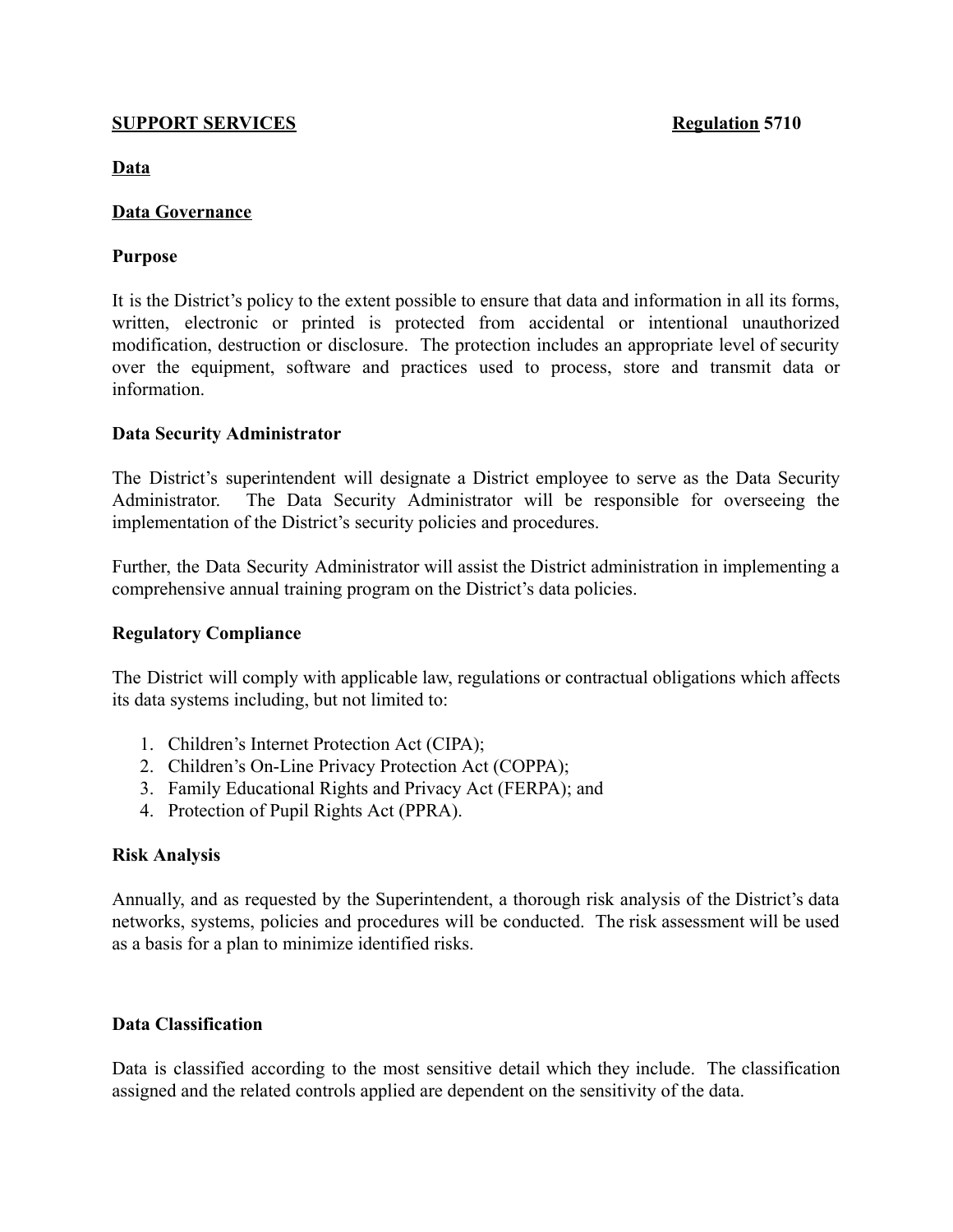**SUPPORT SERVICES** **Regulation 5710**

**Data**

**Data Governance**

**Purpose**

It is the District's policy to the extent possible to ensure that data and information in all its forms, written, electronic or printed is protected from accidental or intentional unauthorized modification, destruction or disclosure. The protection includes an appropriate level of security over the equipment, software and practices used to process, store and transmit data or information.

**Data Security Administrator**

The District's superintendent will designate a District employee to serve as the Data Security Administrator. The Data Security Administrator will be responsible for overseeing the implementation of the District's security policies and procedures.

Further, the Data Security Administrator will assist the District administration in implementing a comprehensive annual training program on the District's data policies.

**Regulatory Compliance**

The District will comply with applicable law, regulations or contractual obligations which affects its data systems including, but not limited to:

1. Children's Internet Protection Act (CIPA);
2. Children's On-Line Privacy Protection Act (COPPA);
3. Family Educational Rights and Privacy Act (FERPA); and
4. Protection of Pupil Rights Act (PPRA).

**Risk Analysis**

Annually, and as requested by the Superintendent, a thorough risk analysis of the District's data networks, systems, policies and procedures will be conducted. The risk assessment will be used as a basis for a plan to minimize identified risks.

**Data Classification**

Data is classified according to the most sensitive detail which they include. The classification assigned and the related controls applied are dependent on the sensitivity of the data.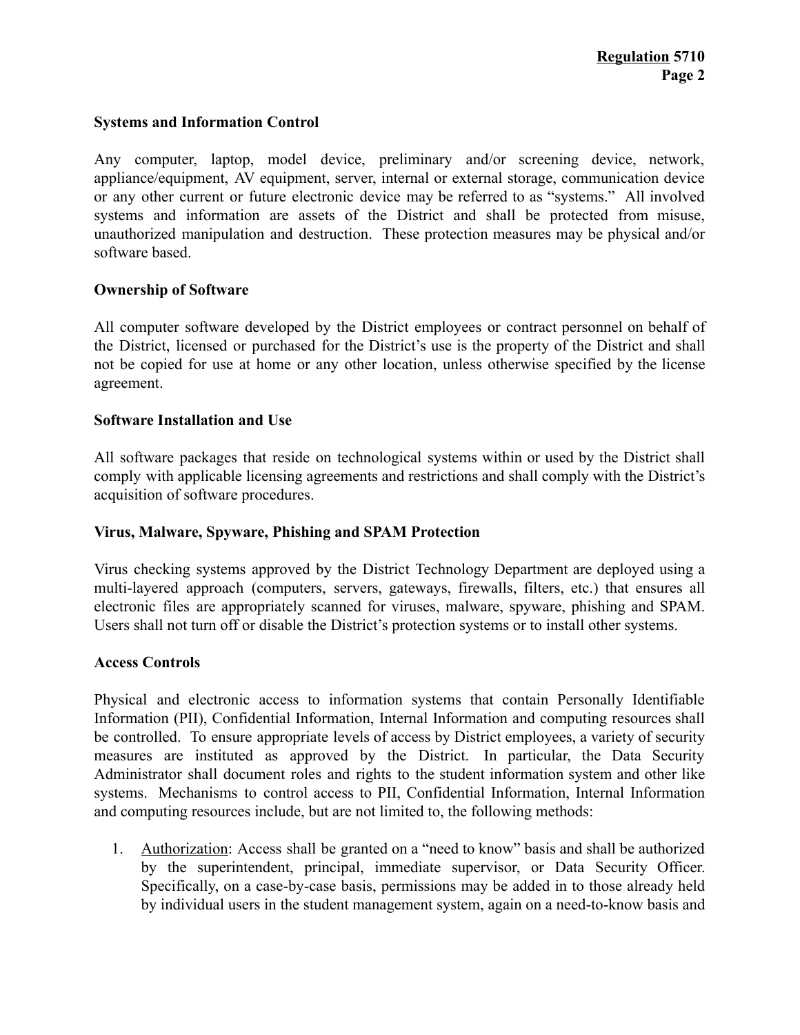**Systems and Information Control**

Any computer, laptop, model device, preliminary and/or screening device, network, appliance/equipment, AV equipment, server, internal or external storage, communication device or any other current or future electronic device may be referred to as "systems." All involved systems and information are assets of the District and shall be protected from misuse, unauthorized manipulation and destruction. These protection measures may be physical and/or software based.

**Ownership of Software**

All computer software developed by the District employees or contract personnel on behalf of the District, licensed or purchased for the District's use is the property of the District and shall not be copied for use at home or any other location, unless otherwise specified by the license agreement.

**Software Installation and Use**

All software packages that reside on technological systems within or used by the District shall comply with applicable licensing agreements and restrictions and shall comply with the District's acquisition of software procedures.

**Virus, Malware, Spyware, Phishing and SPAM Protection**

Virus checking systems approved by the District Technology Department are deployed using a multi-layered approach (computers, servers, gateways, firewalls, filters, etc.) that ensures all electronic files are appropriately scanned for viruses, malware, spyware, phishing and SPAM. Users shall not turn off or disable the District's protection systems or to install other systems.

**Access Controls**

Physical and electronic access to information systems that contain Personally Identifiable Information (PII), Confidential Information, Internal Information and computing resources shall be controlled. To ensure appropriate levels of access by District employees, a variety of security measures are instituted as approved by the District. In particular, the Data Security Administrator shall document roles and rights to the student information system and other like systems. Mechanisms to control access to PII, Confidential Information, Internal Information and computing resources include, but are not limited to, the following methods:

1. <u>Authorization</u>: Access shall be granted on a "need to know" basis and shall be authorized by the superintendent, principal, immediate supervisor, or Data Security Officer. Specifically, on a case-by-case basis, permissions may be added in to those already held by individual users in the student management system, again on a need-to-know basis and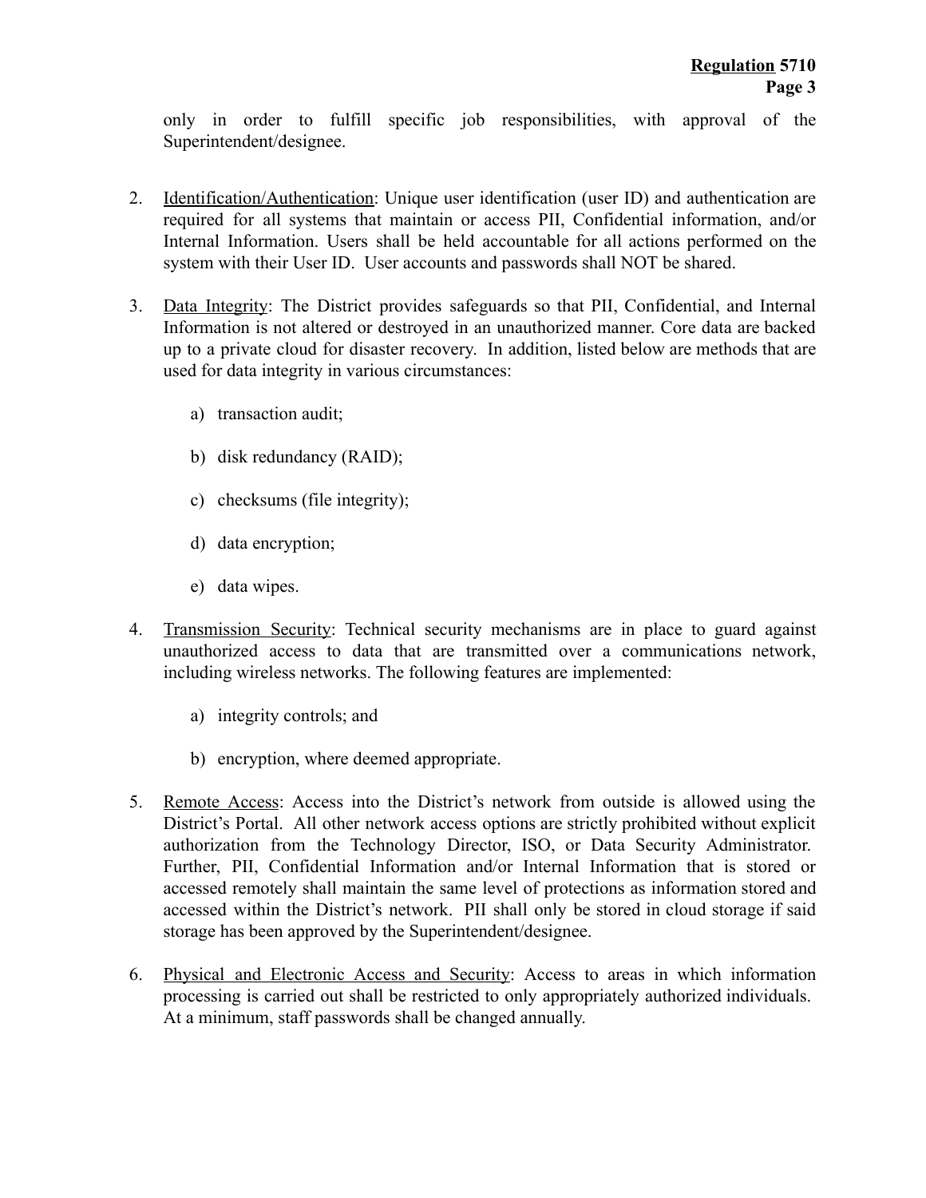only in order to fulfill specific job responsibilities, with approval of the Superintendent/designee.

2. Identification/Authentication: Unique user identification (user ID) and authentication are required for all systems that maintain or access PII, Confidential information, and/or Internal Information. Users shall be held accountable for all actions performed on the system with their User ID. User accounts and passwords shall NOT be shared.

3. Data Integrity: The District provides safeguards so that PII, Confidential, and Internal Information is not altered or destroyed in an unauthorized manner. Core data are backed up to a private cloud for disaster recovery. In addition, listed below are methods that are used for data integrity in various circumstances:

   a) transaction audit;

   b) disk redundancy (RAID);

   c) checksums (file integrity);

   d) data encryption;

   e) data wipes.

4. Transmission Security: Technical security mechanisms are in place to guard against unauthorized access to data that are transmitted over a communications network, including wireless networks. The following features are implemented:

   a) integrity controls; and

   b) encryption, where deemed appropriate.

5. Remote Access: Access into the District's network from outside is allowed using the District's Portal. All other network access options are strictly prohibited without explicit authorization from the Technology Director, ISO, or Data Security Administrator. Further, PII, Confidential Information and/or Internal Information that is stored or accessed remotely shall maintain the same level of protections as information stored and accessed within the District's network. PII shall only be stored in cloud storage if said storage has been approved by the Superintendent/designee.

6. Physical and Electronic Access and Security: Access to areas in which information processing is carried out shall be restricted to only appropriately authorized individuals. At a minimum, staff passwords shall be changed annually.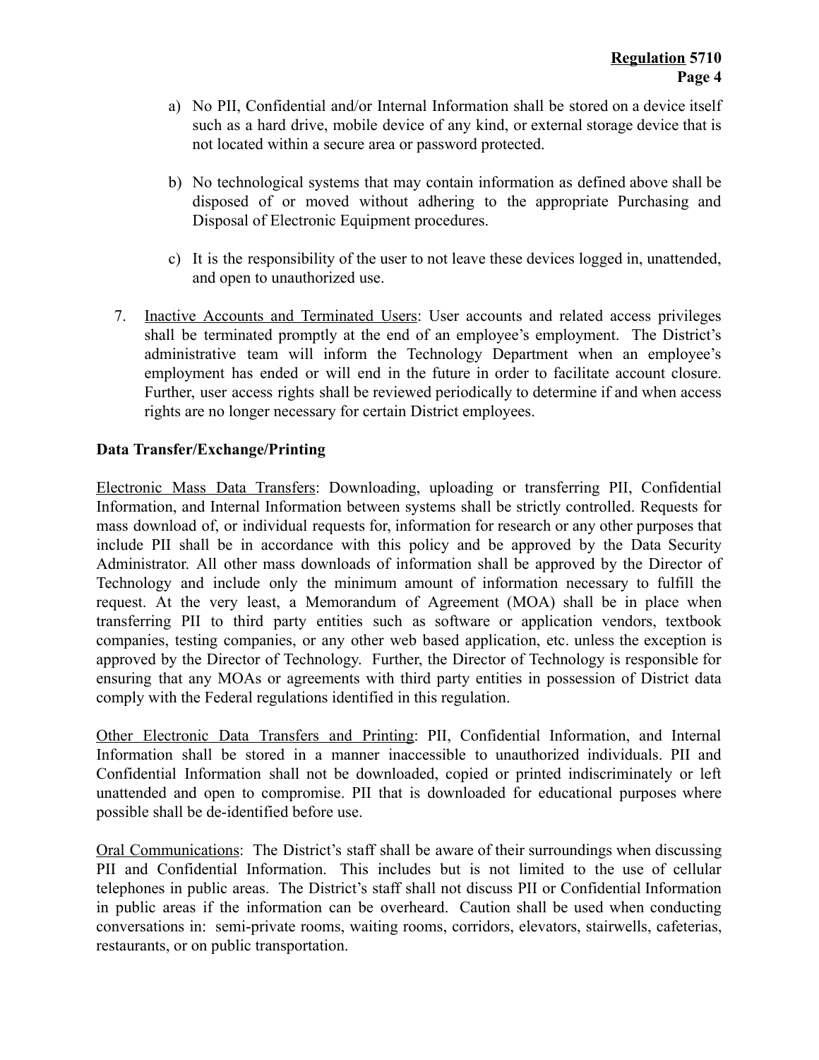a) No PII, Confidential and/or Internal Information shall be stored on a device itself such as a hard drive, mobile device of any kind, or external storage device that is not located within a secure area or password protected.

b) No technological systems that may contain information as defined above shall be disposed of or moved without adhering to the appropriate Purchasing and Disposal of Electronic Equipment procedures.

c) It is the responsibility of the user to not leave these devices logged in, unattended, and open to unauthorized use.

7. Inactive Accounts and Terminated Users: User accounts and related access privileges shall be terminated promptly at the end of an employee's employment. The District's administrative team will inform the Technology Department when an employee's employment has ended or will end in the future in order to facilitate account closure. Further, user access rights shall be reviewed periodically to determine if and when access rights are no longer necessary for certain District employees.

**Data Transfer/Exchange/Printing**

Electronic Mass Data Transfers: Downloading, uploading or transferring PII, Confidential Information, and Internal Information between systems shall be strictly controlled. Requests for mass download of, or individual requests for, information for research or any other purposes that include PII shall be in accordance with this policy and be approved by the Data Security Administrator. All other mass downloads of information shall be approved by the Director of Technology and include only the minimum amount of information necessary to fulfill the request. At the very least, a Memorandum of Agreement (MOA) shall be in place when transferring PII to third party entities such as software or application vendors, textbook companies, testing companies, or any other web based application, etc. unless the exception is approved by the Director of Technology. Further, the Director of Technology is responsible for ensuring that any MOAs or agreements with third party entities in possession of District data comply with the Federal regulations identified in this regulation.

Other Electronic Data Transfers and Printing: PII, Confidential Information, and Internal Information shall be stored in a manner inaccessible to unauthorized individuals. PII and Confidential Information shall not be downloaded, copied or printed indiscriminately or left unattended and open to compromise. PII that is downloaded for educational purposes where possible shall be de-identified before use.

Oral Communications: The District's staff shall be aware of their surroundings when discussing PII and Confidential Information. This includes but is not limited to the use of cellular telephones in public areas. The District's staff shall not discuss PII or Confidential Information in public areas if the information can be overheard. Caution shall be used when conducting conversations in: semi-private rooms, waiting rooms, corridors, elevators, stairwells, cafeterias, restaurants, or on public transportation.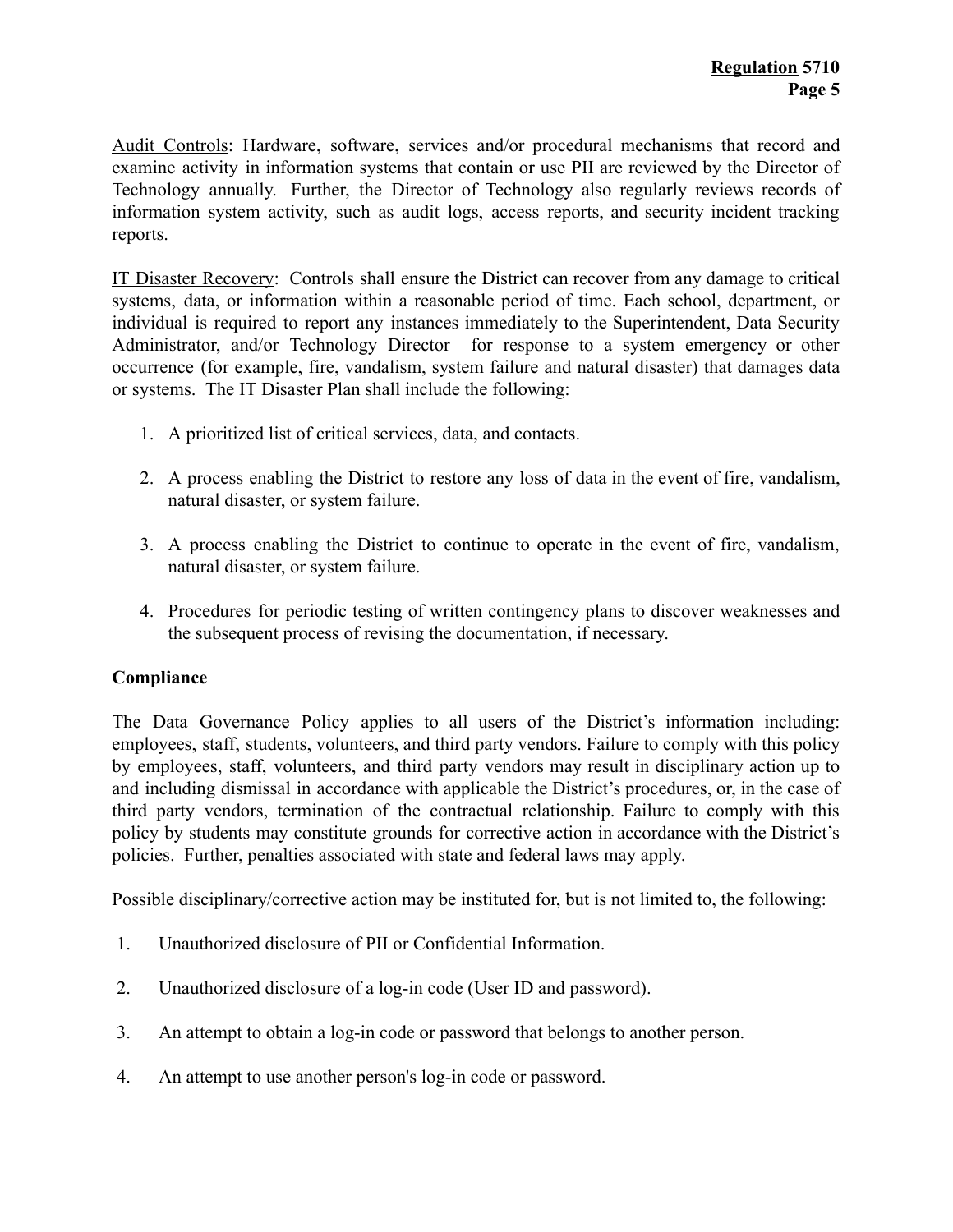Audit Controls: Hardware, software, services and/or procedural mechanisms that record and examine activity in information systems that contain or use PII are reviewed by the Director of Technology annually. Further, the Director of Technology also regularly reviews records of information system activity, such as audit logs, access reports, and security incident tracking reports.

IT Disaster Recovery: Controls shall ensure the District can recover from any damage to critical systems, data, or information within a reasonable period of time. Each school, department, or individual is required to report any instances immediately to the Superintendent, Data Security Administrator, and/or Technology Director for response to a system emergency or other occurrence (for example, fire, vandalism, system failure and natural disaster) that damages data or systems. The IT Disaster Plan shall include the following:

1. A prioritized list of critical services, data, and contacts.

2. A process enabling the District to restore any loss of data in the event of fire, vandalism, natural disaster, or system failure.

3. A process enabling the District to continue to operate in the event of fire, vandalism, natural disaster, or system failure.

4. Procedures for periodic testing of written contingency plans to discover weaknesses and the subsequent process of revising the documentation, if necessary.

**Compliance**

The Data Governance Policy applies to all users of the District's information including: employees, staff, students, volunteers, and third party vendors. Failure to comply with this policy by employees, staff, volunteers, and third party vendors may result in disciplinary action up to and including dismissal in accordance with applicable the District's procedures, or, in the case of third party vendors, termination of the contractual relationship. Failure to comply with this policy by students may constitute grounds for corrective action in accordance with the District's policies. Further, penalties associated with state and federal laws may apply.

Possible disciplinary/corrective action may be instituted for, but is not limited to, the following:

1. Unauthorized disclosure of PII or Confidential Information.

2. Unauthorized disclosure of a log-in code (User ID and password).

3. An attempt to obtain a log-in code or password that belongs to another person.

4. An attempt to use another person's log-in code or password.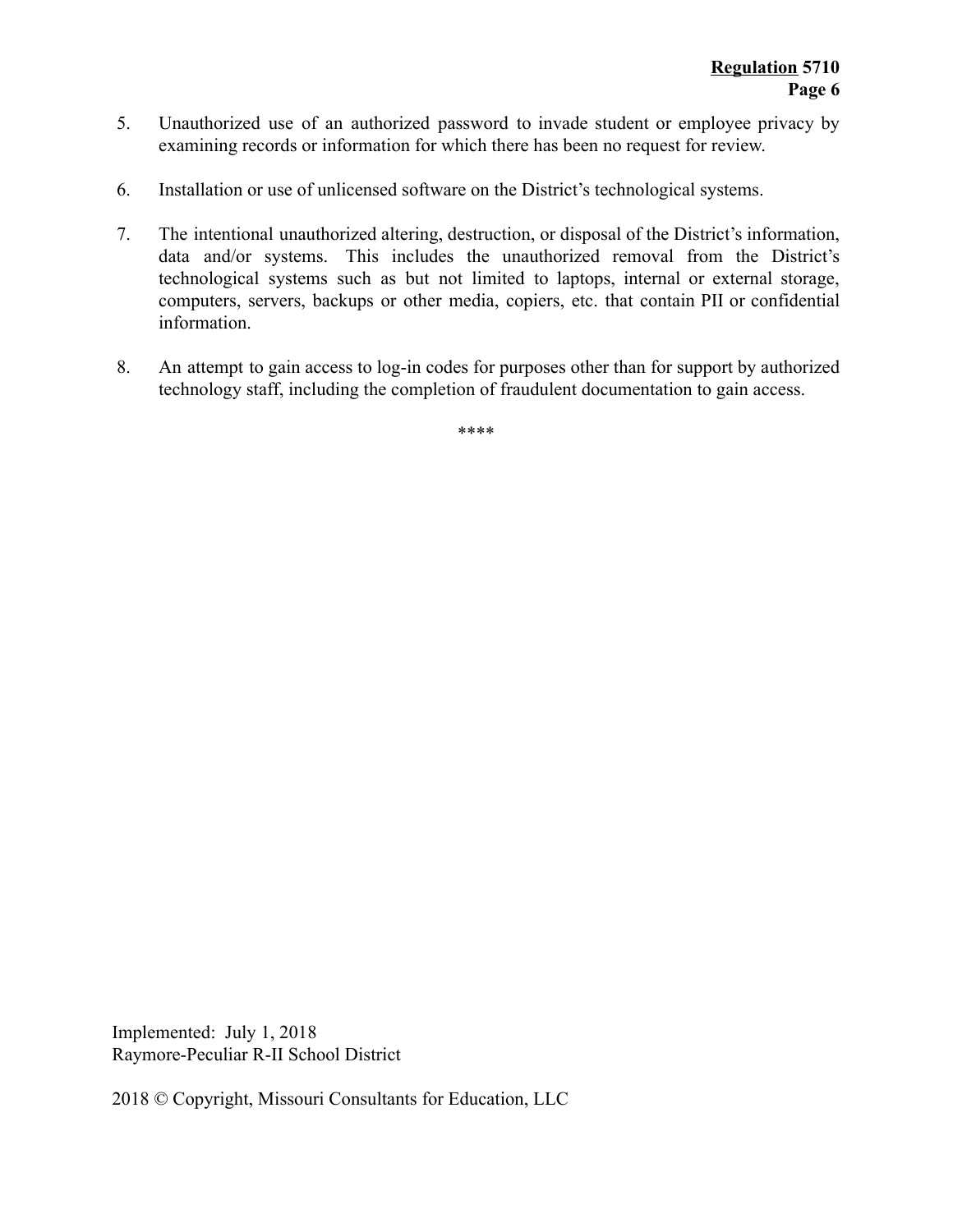5. Unauthorized use of an authorized password to invade student or employee privacy by examining records or information for which there has been no request for review.

6. Installation or use of unlicensed software on the District's technological systems.

7. The intentional unauthorized altering, destruction, or disposal of the District's information, data and/or systems. This includes the unauthorized removal from the District's technological systems such as but not limited to laptops, internal or external storage, computers, servers, backups or other media, copiers, etc. that contain PII or confidential information.

8. An attempt to gain access to log-in codes for purposes other than for support by authorized technology staff, including the completion of fraudulent documentation to gain access.

****

Implemented: July 1, 2018
Raymore-Peculiar R-II School District

2018 © Copyright, Missouri Consultants for Education, LLC